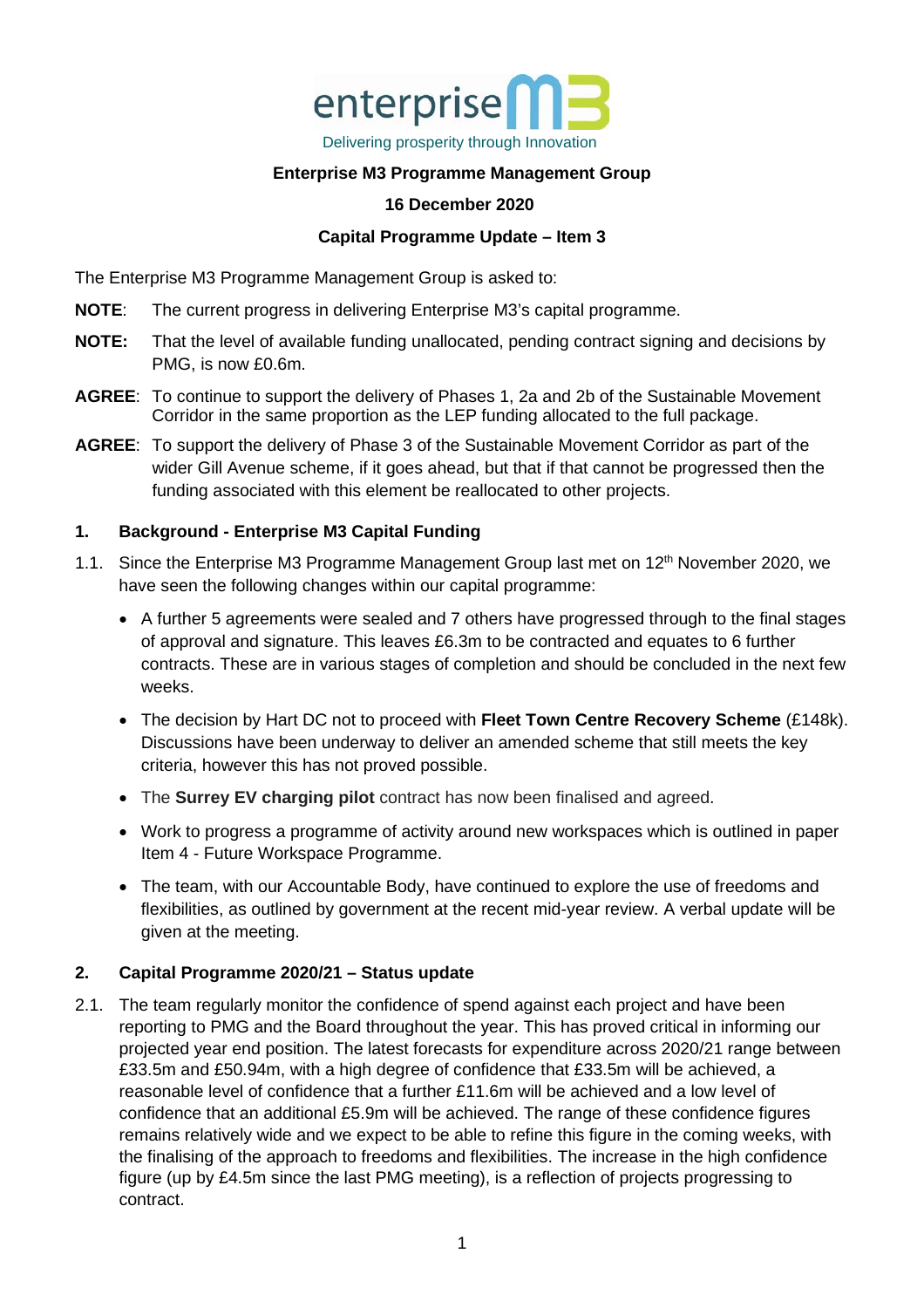enterprise M3

Delivering prosperity through Innovation

**Enterprise M3 Programme Management Group**

**16 December 2020**

**Capital Programme Update – Item 3**

The Enterprise M3 Programme Management Group is asked to:

**NOTE**: The current progress in delivering Enterprise M3's capital programme.

**NOTE:** That the level of available funding unallocated, pending contract signing and decisions by PMG, is now £0.6m.

**AGREE**: To continue to support the delivery of Phases 1, 2a and 2b of the Sustainable Movement Corridor in the same proportion as the LEP funding allocated to the full package.

**AGREE**: To support the delivery of Phase 3 of the Sustainable Movement Corridor as part of the wider Gill Avenue scheme, if it goes ahead, but that if that cannot be progressed then the funding associated with this element be reallocated to other projects.

## 1. Background - Enterprise M3 Capital Funding

1.1. Since the Enterprise M3 Programme Management Group last met on 12th November 2020, we have seen the following changes within our capital programme:

- A further 5 agreements were sealed and 7 others have progressed through to the final stages of approval and signature. This leaves £6.3m to be contracted and equates to 6 further contracts. These are in various stages of completion and should be concluded in the next few weeks.
- The decision by Hart DC not to proceed with **Fleet Town Centre Recovery Scheme** (£148k). Discussions have been underway to deliver an amended scheme that still meets the key criteria, however this has not proved possible.
- The **Surrey EV charging pilot** contract has now been finalised and agreed.
- Work to progress a programme of activity around new workspaces which is outlined in paper Item 4 - Future Workspace Programme.
- The team, with our Accountable Body, have continued to explore the use of freedoms and flexibilities, as outlined by government at the recent mid-year review. A verbal update will be given at the meeting.

## 2. Capital Programme 2020/21 – Status update

2.1. The team regularly monitor the confidence of spend against each project and have been reporting to PMG and the Board throughout the year. This has proved critical in informing our projected year end position. The latest forecasts for expenditure across 2020/21 range between £33.5m and £50.94m, with a high degree of confidence that £33.5m will be achieved, a reasonable level of confidence that a further £11.6m will be achieved and a low level of confidence that an additional £5.9m will be achieved. The range of these confidence figures remains relatively wide and we expect to be able to refine this figure in the coming weeks, with the finalising of the approach to freedoms and flexibilities. The increase in the high confidence figure (up by £4.5m since the last PMG meeting), is a reflection of projects progressing to contract.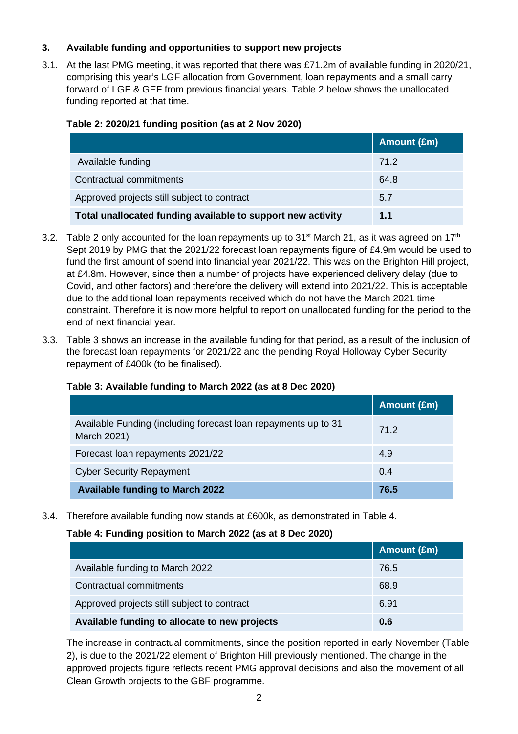## 3. Available funding and opportunities to support new projects

3.1. At the last PMG meeting, it was reported that there was £71.2m of available funding in 2020/21, comprising this year's LGF allocation from Government, loan repayments and a small carry forward of LGF & GEF from previous financial years. Table 2 below shows the unallocated funding reported at that time.

**Table 2: 2020/21 funding position (as at 2 Nov 2020)**

| | Amount (£m) |
|---|---|
| Available funding | 71.2 |
| Contractual commitments | 64.8 |
| Approved projects still subject to contract | 5.7 |
| **Total unallocated funding available to support new activity** | **1.1** |

3.2. Table 2 only accounted for the loan repayments up to 31st March 21, as it was agreed on 17th Sept 2019 by PMG that the 2021/22 forecast loan repayments figure of £4.9m would be used to fund the first amount of spend into financial year 2021/22. This was on the Brighton Hill project, at £4.8m. However, since then a number of projects have experienced delivery delay (due to Covid, and other factors) and therefore the delivery will extend into 2021/22. This is acceptable due to the additional loan repayments received which do not have the March 2021 time constraint. Therefore it is now more helpful to report on unallocated funding for the period to the end of next financial year.

3.3. Table 3 shows an increase in the available funding for that period, as a result of the inclusion of the forecast loan repayments for 2021/22 and the pending Royal Holloway Cyber Security repayment of £400k (to be finalised).

**Table 3: Available funding to March 2022 (as at 8 Dec 2020)**

| | Amount (£m) |
|---|---|
| Available Funding (including forecast loan repayments up to 31 March 2021) | 71.2 |
| Forecast loan repayments 2021/22 | 4.9 |
| Cyber Security Repayment | 0.4 |
| **Available funding to March 2022** | **76.5** |

3.4. Therefore available funding now stands at £600k, as demonstrated in Table 4.

**Table 4: Funding position to March 2022 (as at 8 Dec 2020)**

| | Amount (£m) |
|---|---|
| Available funding to March 2022 | 76.5 |
| Contractual commitments | 68.9 |
| Approved projects still subject to contract | 6.91 |
| **Available funding to allocate to new projects** | **0.6** |

The increase in contractual commitments, since the position reported in early November (Table 2), is due to the 2021/22 element of Brighton Hill previously mentioned. The change in the approved projects figure reflects recent PMG approval decisions and also the movement of all Clean Growth projects to the GBF programme.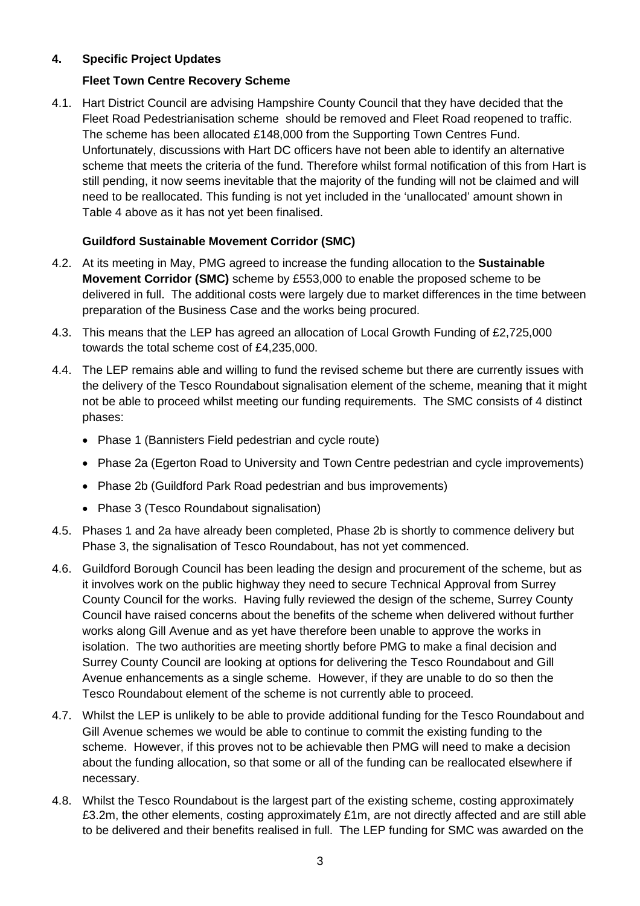## 4. Specific Project Updates

### Fleet Town Centre Recovery Scheme

4.1. Hart District Council are advising Hampshire County Council that they have decided that the Fleet Road Pedestrianisation scheme should be removed and Fleet Road reopened to traffic. The scheme has been allocated £148,000 from the Supporting Town Centres Fund. Unfortunately, discussions with Hart DC officers have not been able to identify an alternative scheme that meets the criteria of the fund. Therefore whilst formal notification of this from Hart is still pending, it now seems inevitable that the majority of the funding will not be claimed and will need to be reallocated. This funding is not yet included in the 'unallocated' amount shown in Table 4 above as it has not yet been finalised.

### Guildford Sustainable Movement Corridor (SMC)

4.2. At its meeting in May, PMG agreed to increase the funding allocation to the **Sustainable Movement Corridor (SMC)** scheme by £553,000 to enable the proposed scheme to be delivered in full. The additional costs were largely due to market differences in the time between preparation of the Business Case and the works being procured.

4.3. This means that the LEP has agreed an allocation of Local Growth Funding of £2,725,000 towards the total scheme cost of £4,235,000.

4.4. The LEP remains able and willing to fund the revised scheme but there are currently issues with the delivery of the Tesco Roundabout signalisation element of the scheme, meaning that it might not be able to proceed whilst meeting our funding requirements. The SMC consists of 4 distinct phases:

- Phase 1 (Bannisters Field pedestrian and cycle route)
- Phase 2a (Egerton Road to University and Town Centre pedestrian and cycle improvements)
- Phase 2b (Guildford Park Road pedestrian and bus improvements)
- Phase 3 (Tesco Roundabout signalisation)

4.5. Phases 1 and 2a have already been completed, Phase 2b is shortly to commence delivery but Phase 3, the signalisation of Tesco Roundabout, has not yet commenced.

4.6. Guildford Borough Council has been leading the design and procurement of the scheme, but as it involves work on the public highway they need to secure Technical Approval from Surrey County Council for the works. Having fully reviewed the design of the scheme, Surrey County Council have raised concerns about the benefits of the scheme when delivered without further works along Gill Avenue and as yet have therefore been unable to approve the works in isolation. The two authorities are meeting shortly before PMG to make a final decision and Surrey County Council are looking at options for delivering the Tesco Roundabout and Gill Avenue enhancements as a single scheme. However, if they are unable to do so then the Tesco Roundabout element of the scheme is not currently able to proceed.

4.7. Whilst the LEP is unlikely to be able to provide additional funding for the Tesco Roundabout and Gill Avenue schemes we would be able to continue to commit the existing funding to the scheme. However, if this proves not to be achievable then PMG will need to make a decision about the funding allocation, so that some or all of the funding can be reallocated elsewhere if necessary.

4.8. Whilst the Tesco Roundabout is the largest part of the existing scheme, costing approximately £3.2m, the other elements, costing approximately £1m, are not directly affected and are still able to be delivered and their benefits realised in full. The LEP funding for SMC was awarded on the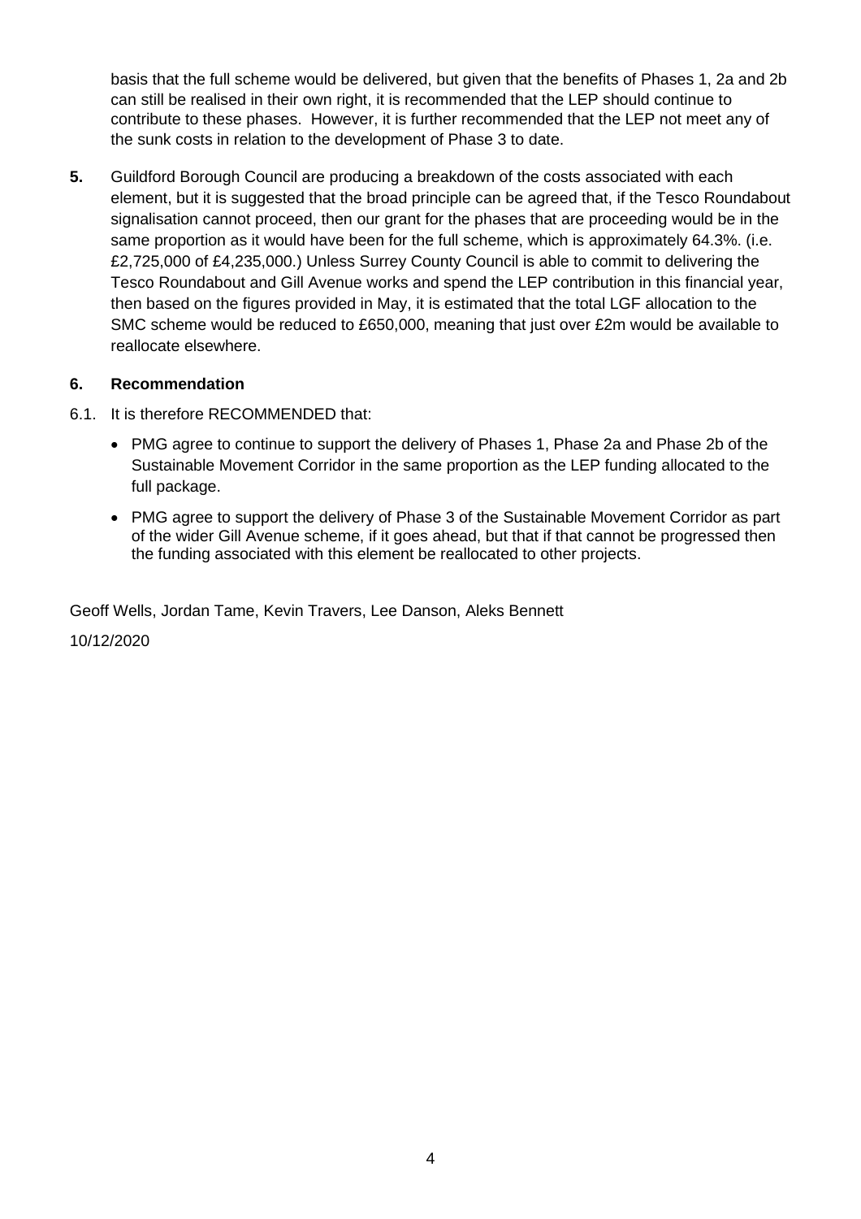basis that the full scheme would be delivered, but given that the benefits of Phases 1, 2a and 2b can still be realised in their own right, it is recommended that the LEP should continue to contribute to these phases. However, it is further recommended that the LEP not meet any of the sunk costs in relation to the development of Phase 3 to date.

**5.** Guildford Borough Council are producing a breakdown of the costs associated with each element, but it is suggested that the broad principle can be agreed that, if the Tesco Roundabout signalisation cannot proceed, then our grant for the phases that are proceeding would be in the same proportion as it would have been for the full scheme, which is approximately 64.3%. (i.e. £2,725,000 of £4,235,000.) Unless Surrey County Council is able to commit to delivering the Tesco Roundabout and Gill Avenue works and spend the LEP contribution in this financial year, then based on the figures provided in May, it is estimated that the total LGF allocation to the SMC scheme would be reduced to £650,000, meaning that just over £2m would be available to reallocate elsewhere.

## 6. Recommendation

6.1. It is therefore RECOMMENDED that:

- PMG agree to continue to support the delivery of Phases 1, Phase 2a and Phase 2b of the Sustainable Movement Corridor in the same proportion as the LEP funding allocated to the full package.
- PMG agree to support the delivery of Phase 3 of the Sustainable Movement Corridor as part of the wider Gill Avenue scheme, if it goes ahead, but that if that cannot be progressed then the funding associated with this element be reallocated to other projects.

Geoff Wells, Jordan Tame, Kevin Travers, Lee Danson, Aleks Bennett

10/12/2020